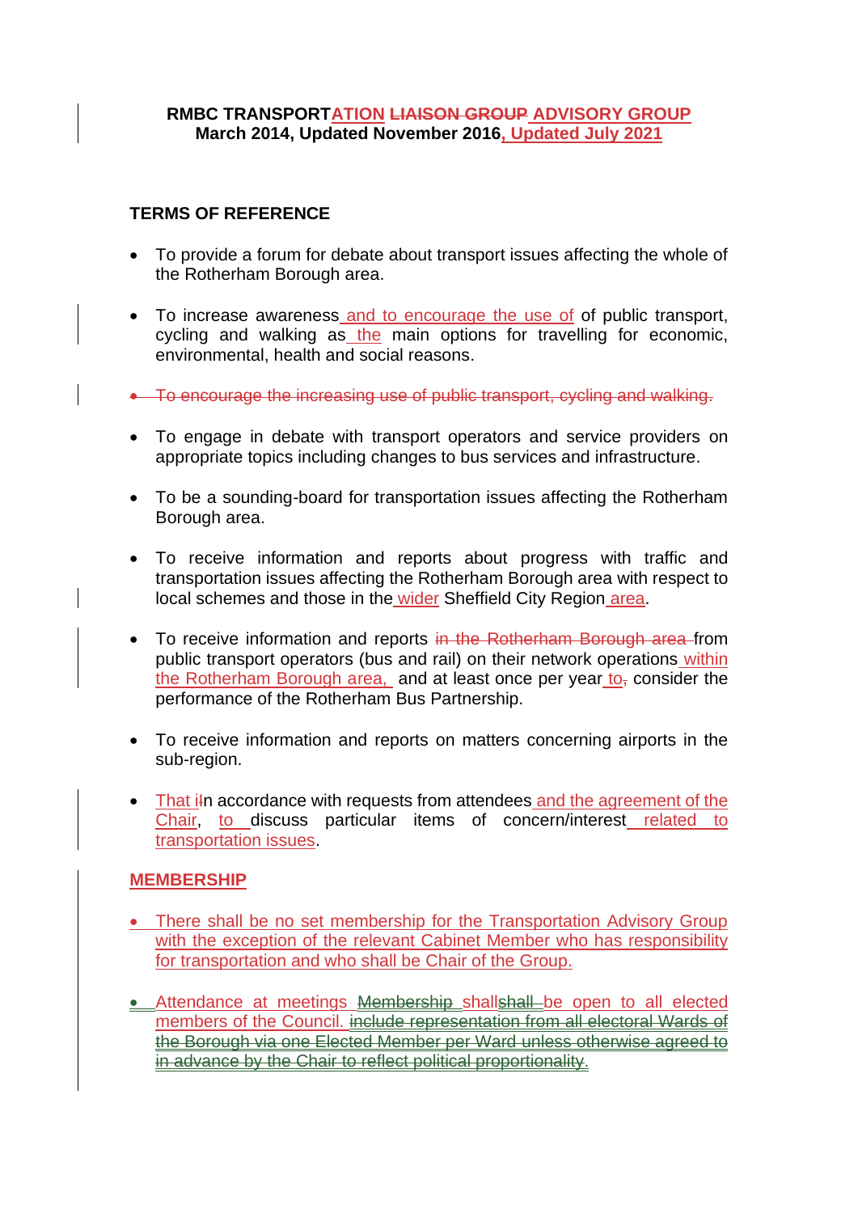**RMBC TRANSPORTATION ~~LIAISON GROUP~~ ADVISORY GROUP**
**March 2014, Updated November 2016, Updated July 2021**

## TERMS OF REFERENCE

- To provide a forum for debate about transport issues affecting the whole of the Rotherham Borough area.

- To increase awareness and to encourage the use of of public transport, cycling and walking as the main options for travelling for economic, environmental, health and social reasons.

- ~~To encourage the increasing use of public transport, cycling and walking.~~

- To engage in debate with transport operators and service providers on appropriate topics including changes to bus services and infrastructure.

- To be a sounding-board for transportation issues affecting the Rotherham Borough area.

- To receive information and reports about progress with traffic and transportation issues affecting the Rotherham Borough area with respect to local schemes and those in the wider Sheffield City Region area.

- To receive information and reports ~~in the Rotherham Borough area~~ from public transport operators (bus and rail) on their network operations within the Rotherham Borough area, and at least once per year to~~,~~ consider the performance of the Rotherham Bus Partnership.

- To receive information and reports on matters concerning airports in the sub-region.

- That i~~I~~n accordance with requests from attendees and the agreement of the Chair, to discuss particular items of concern/interest related to transportation issues.

## MEMBERSHIP

- There shall be no set membership for the Transportation Advisory Group with the exception of the relevant Cabinet Member who has responsibility for transportation and who shall be Chair of the Group.

- Attendance at meetings ~~Membership~~ shall~~shall~~ be open to all elected members of the Council. ~~include representation from all electoral Wards of the Borough via one Elected Member per Ward unless otherwise agreed to in advance by the Chair to reflect political proportionality.~~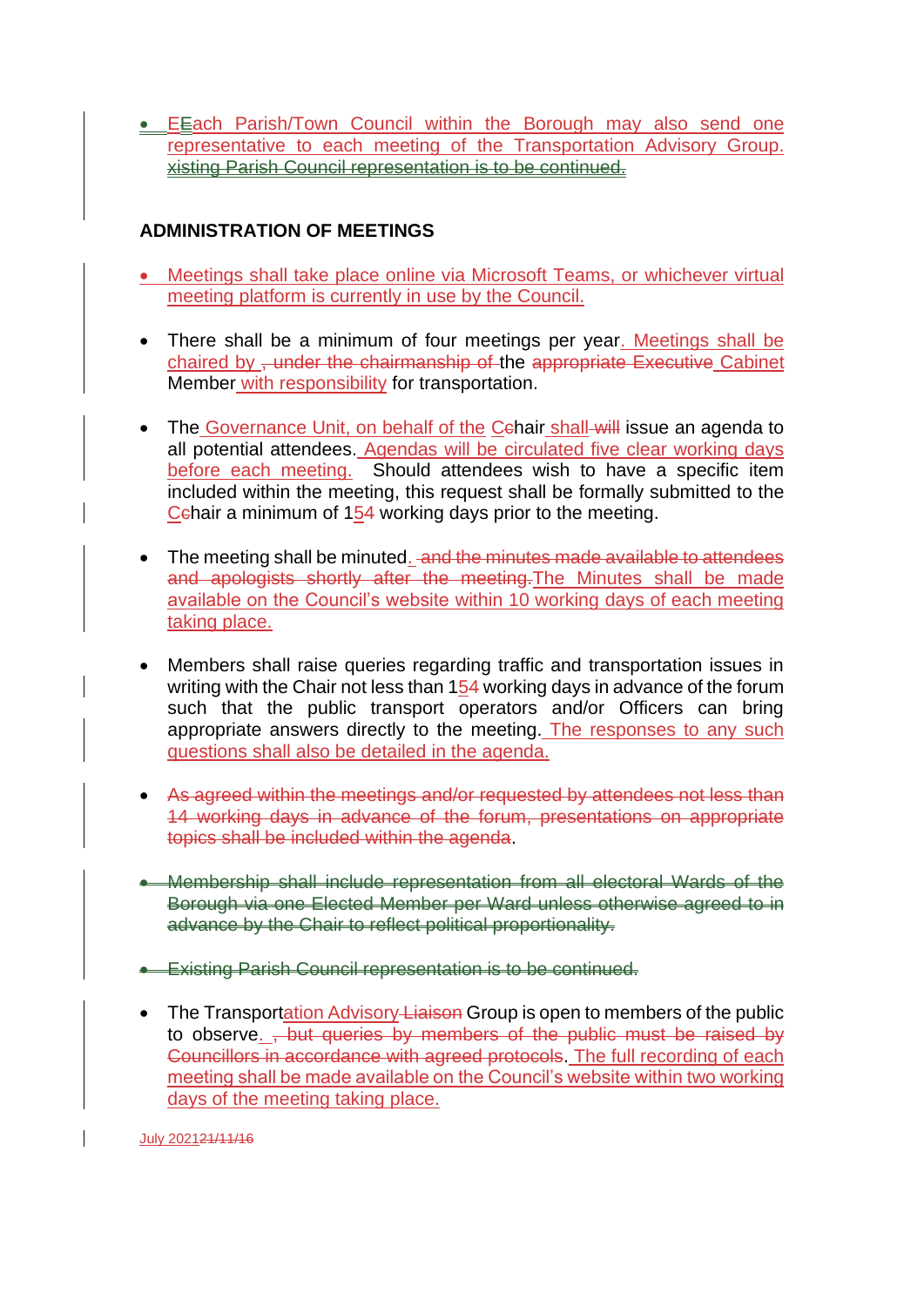- E~~E~~ach Parish/Town Council within the Borough may also send one representative to each meeting of the Transportation Advisory Group. ~~xisting Parish Council representation is to be continued.~~

**ADMINISTRATION OF MEETINGS**

- Meetings shall take place online via Microsoft Teams, or whichever virtual meeting platform is currently in use by the Council.

- There shall be a minimum of four meetings per year. Meetings shall be chaired by ~~, under the chairmanship of~~ the ~~appropriate Executive~~ Cabinet Member with responsibility for transportation.

- The Governance Unit, on behalf of the C~~c~~hair shall ~~will~~ issue an agenda to all potential attendees. Agendas will be circulated five clear working days before each meeting. Should attendees wish to have a specific item included within the meeting, this request shall be formally submitted to the C~~c~~hair a minimum of 15~~4~~ working days prior to the meeting.

- The meeting shall be minuted. ~~and the minutes made available to attendees and apologists shortly after the meeting.~~The Minutes shall be made available on the Council's website within 10 working days of each meeting taking place.

- Members shall raise queries regarding traffic and transportation issues in writing with the Chair not less than 15~~4~~ working days in advance of the forum such that the public transport operators and/or Officers can bring appropriate answers directly to the meeting. The responses to any such questions shall also be detailed in the agenda.

- ~~As agreed within the meetings and/or requested by attendees not less than 14 working days in advance of the forum, presentations on appropriate topics shall be included within the agenda~~.

- ~~Membership shall include representation from all electoral Wards of the Borough via one Elected Member per Ward unless otherwise agreed to in advance by the Chair to reflect political proportionality.~~

- ~~Existing Parish Council representation is to be continued.~~

- The Transportation Advisory ~~Liaison~~ Group is open to members of the public to observe. ~~, but queries by members of the public must be raised by Councillors in accordance with agreed protocols~~. The full recording of each meeting shall be made available on the Council's website within two working days of the meeting taking place.